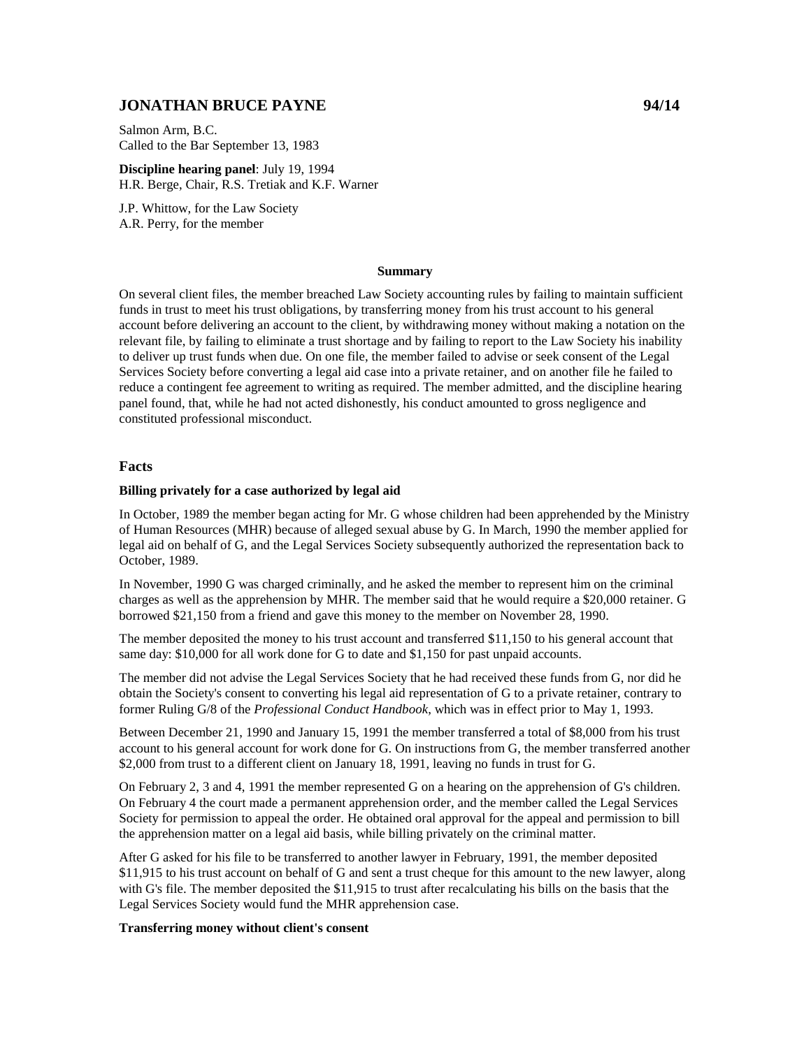# JONATHAN BRUCE PAYNE 94/14

Salmon Arm, B.C.
Called to the Bar September 13, 1983

**Discipline hearing panel**: July 19, 1994
H.R. Berge, Chair, R.S. Tretiak and K.F. Warner

J.P. Whittow, for the Law Society
A.R. Perry, for the member

### Summary

On several client files, the member breached Law Society accounting rules by failing to maintain sufficient funds in trust to meet his trust obligations, by transferring money from his trust account to his general account before delivering an account to the client, by withdrawing money without making a notation on the relevant file, by failing to eliminate a trust shortage and by failing to report to the Law Society his inability to deliver up trust funds when due. On one file, the member failed to advise or seek consent of the Legal Services Society before converting a legal aid case into a private retainer, and on another file he failed to reduce a contingent fee agreement to writing as required. The member admitted, and the discipline hearing panel found, that, while he had not acted dishonestly, his conduct amounted to gross negligence and constituted professional misconduct.

## Facts

**Billing privately for a case authorized by legal aid**

In October, 1989 the member began acting for Mr. G whose children had been apprehended by the Ministry of Human Resources (MHR) because of alleged sexual abuse by G. In March, 1990 the member applied for legal aid on behalf of G, and the Legal Services Society subsequently authorized the representation back to October, 1989.

In November, 1990 G was charged criminally, and he asked the member to represent him on the criminal charges as well as the apprehension by MHR. The member said that he would require a $20,000 retainer. G borrowed $21,150 from a friend and gave this money to the member on November 28, 1990.

The member deposited the money to his trust account and transferred $11,150 to his general account that same day: $10,000 for all work done for G to date and $1,150 for past unpaid accounts.

The member did not advise the Legal Services Society that he had received these funds from G, nor did he obtain the Society's consent to converting his legal aid representation of G to a private retainer, contrary to former Ruling G/8 of the *Professional Conduct Handbook*, which was in effect prior to May 1, 1993.

Between December 21, 1990 and January 15, 1991 the member transferred a total of $8,000 from his trust account to his general account for work done for G. On instructions from G, the member transferred another $2,000 from trust to a different client on January 18, 1991, leaving no funds in trust for G.

On February 2, 3 and 4, 1991 the member represented G on a hearing on the apprehension of G's children. On February 4 the court made a permanent apprehension order, and the member called the Legal Services Society for permission to appeal the order. He obtained oral approval for the appeal and permission to bill the apprehension matter on a legal aid basis, while billing privately on the criminal matter.

After G asked for his file to be transferred to another lawyer in February, 1991, the member deposited $11,915 to his trust account on behalf of G and sent a trust cheque for this amount to the new lawyer, along with G's file. The member deposited the $11,915 to trust after recalculating his bills on the basis that the Legal Services Society would fund the MHR apprehension case.

**Transferring money without client's consent**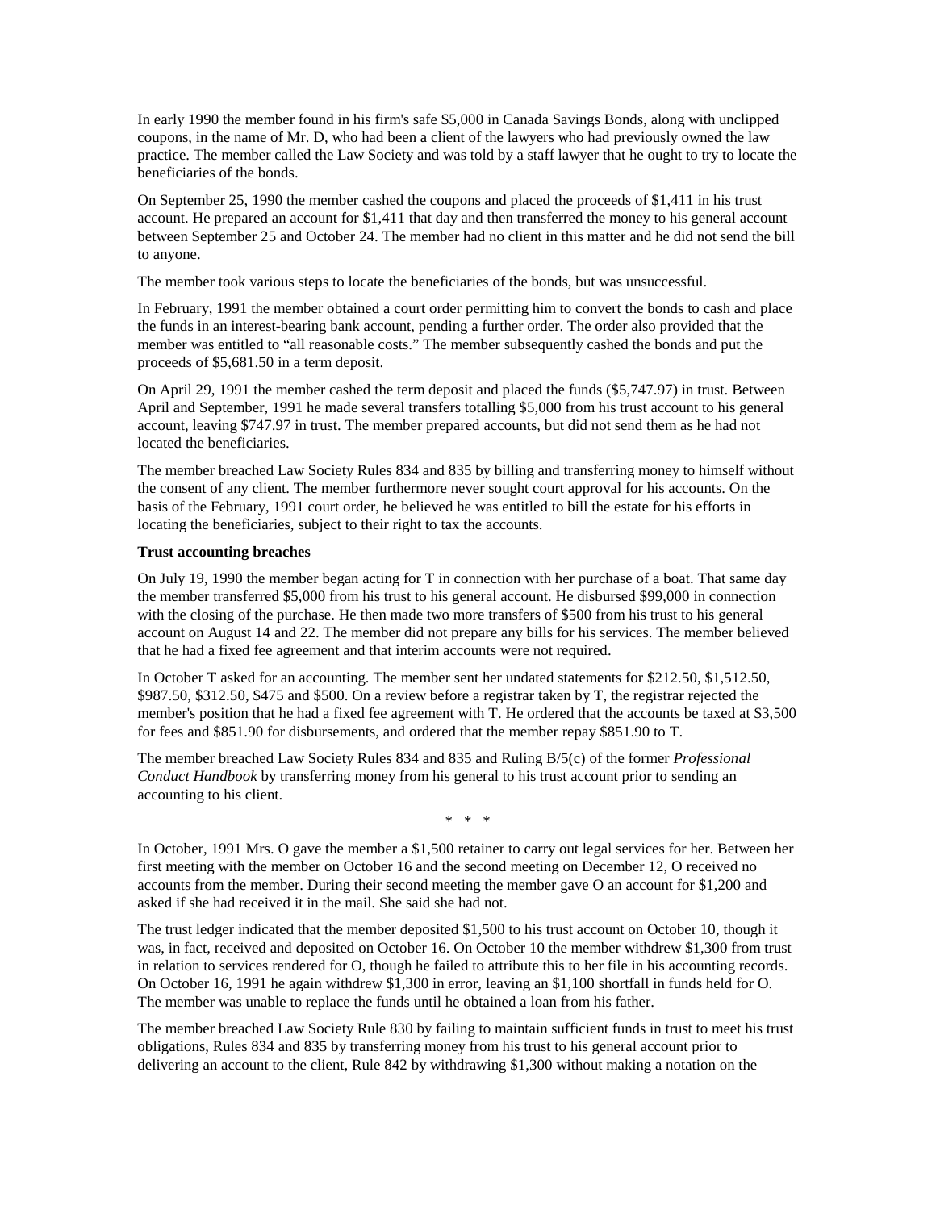In early 1990 the member found in his firm's safe $5,000 in Canada Savings Bonds, along with unclipped coupons, in the name of Mr. D, who had been a client of the lawyers who had previously owned the law practice. The member called the Law Society and was told by a staff lawyer that he ought to try to locate the beneficiaries of the bonds.

On September 25, 1990 the member cashed the coupons and placed the proceeds of $1,411 in his trust account. He prepared an account for $1,411 that day and then transferred the money to his general account between September 25 and October 24. The member had no client in this matter and he did not send the bill to anyone.

The member took various steps to locate the beneficiaries of the bonds, but was unsuccessful.

In February, 1991 the member obtained a court order permitting him to convert the bonds to cash and place the funds in an interest-bearing bank account, pending a further order. The order also provided that the member was entitled to "all reasonable costs." The member subsequently cashed the bonds and put the proceeds of $5,681.50 in a term deposit.

On April 29, 1991 the member cashed the term deposit and placed the funds ($5,747.97) in trust. Between April and September, 1991 he made several transfers totalling $5,000 from his trust account to his general account, leaving $747.97 in trust. The member prepared accounts, but did not send them as he had not located the beneficiaries.

The member breached Law Society Rules 834 and 835 by billing and transferring money to himself without the consent of any client. The member furthermore never sought court approval for his accounts. On the basis of the February, 1991 court order, he believed he was entitled to bill the estate for his efforts in locating the beneficiaries, subject to their right to tax the accounts.

**Trust accounting breaches**

On July 19, 1990 the member began acting for T in connection with her purchase of a boat. That same day the member transferred $5,000 from his trust to his general account. He disbursed $99,000 in connection with the closing of the purchase. He then made two more transfers of $500 from his trust to his general account on August 14 and 22. The member did not prepare any bills for his services. The member believed that he had a fixed fee agreement and that interim accounts were not required.

In October T asked for an accounting. The member sent her undated statements for $212.50, $1,512.50, $987.50, $312.50, $475 and $500. On a review before a registrar taken by T, the registrar rejected the member's position that he had a fixed fee agreement with T. He ordered that the accounts be taxed at $3,500 for fees and $851.90 for disbursements, and ordered that the member repay $851.90 to T.

The member breached Law Society Rules 834 and 835 and Ruling B/5(c) of the former *Professional Conduct Handbook* by transferring money from his general to his trust account prior to sending an accounting to his client.

\* \* \*

In October, 1991 Mrs. O gave the member a $1,500 retainer to carry out legal services for her. Between her first meeting with the member on October 16 and the second meeting on December 12, O received no accounts from the member. During their second meeting the member gave O an account for $1,200 and asked if she had received it in the mail. She said she had not.

The trust ledger indicated that the member deposited $1,500 to his trust account on October 10, though it was, in fact, received and deposited on October 16. On October 10 the member withdrew $1,300 from trust in relation to services rendered for O, though he failed to attribute this to her file in his accounting records. On October 16, 1991 he again withdrew $1,300 in error, leaving an $1,100 shortfall in funds held for O. The member was unable to replace the funds until he obtained a loan from his father.

The member breached Law Society Rule 830 by failing to maintain sufficient funds in trust to meet his trust obligations, Rules 834 and 835 by transferring money from his trust to his general account prior to delivering an account to the client, Rule 842 by withdrawing $1,300 without making a notation on the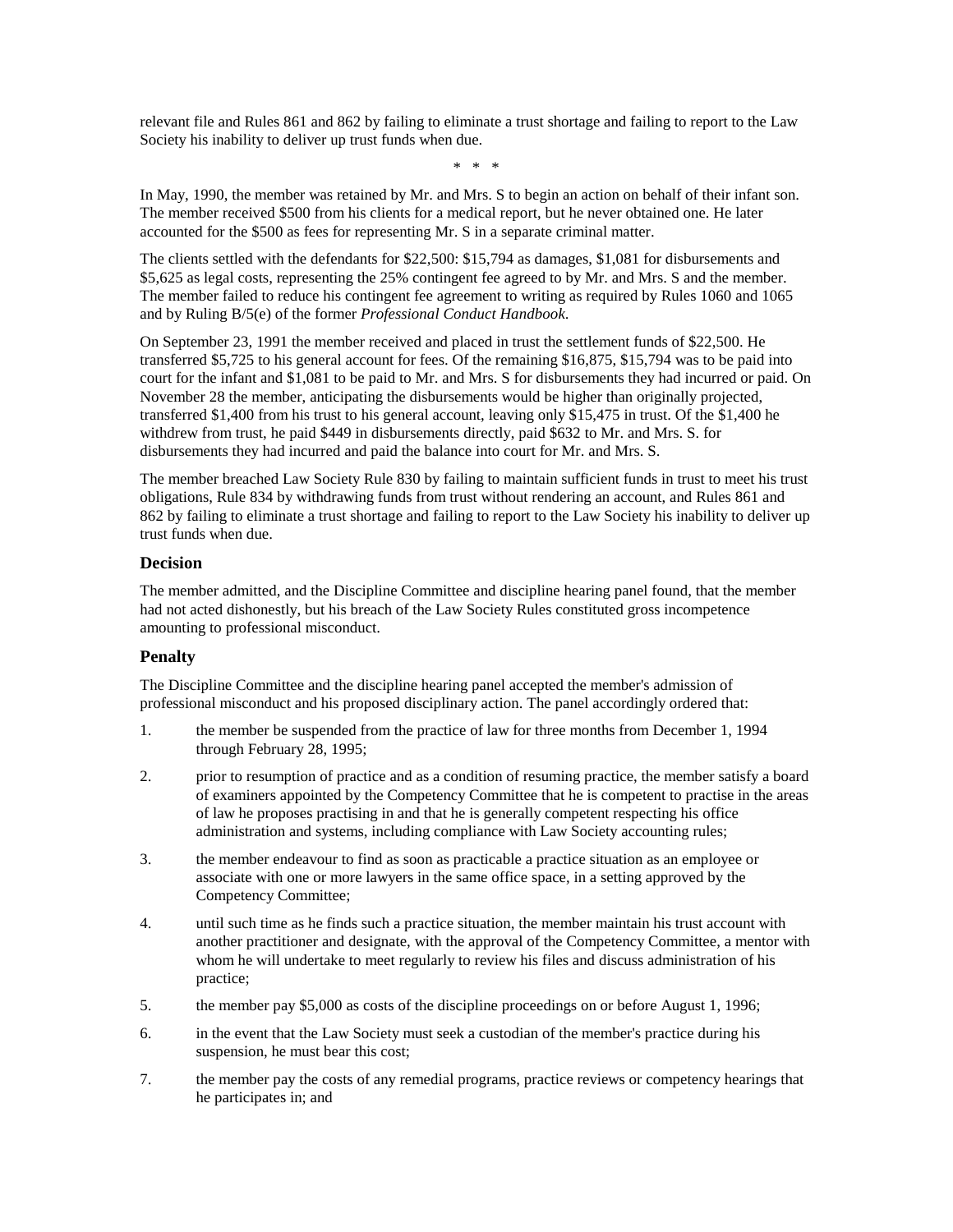relevant file and Rules 861 and 862 by failing to eliminate a trust shortage and failing to report to the Law Society his inability to deliver up trust funds when due.

\* \* \*

In May, 1990, the member was retained by Mr. and Mrs. S to begin an action on behalf of their infant son. The member received $500 from his clients for a medical report, but he never obtained one. He later accounted for the $500 as fees for representing Mr. S in a separate criminal matter.

The clients settled with the defendants for $22,500: $15,794 as damages, $1,081 for disbursements and $5,625 as legal costs, representing the 25% contingent fee agreed to by Mr. and Mrs. S and the member. The member failed to reduce his contingent fee agreement to writing as required by Rules 1060 and 1065 and by Ruling B/5(e) of the former *Professional Conduct Handbook*.

On September 23, 1991 the member received and placed in trust the settlement funds of $22,500. He transferred $5,725 to his general account for fees. Of the remaining $16,875, $15,794 was to be paid into court for the infant and $1,081 to be paid to Mr. and Mrs. S for disbursements they had incurred or paid. On November 28 the member, anticipating the disbursements would be higher than originally projected, transferred $1,400 from his trust to his general account, leaving only $15,475 in trust. Of the $1,400 he withdrew from trust, he paid $449 in disbursements directly, paid $632 to Mr. and Mrs. S. for disbursements they had incurred and paid the balance into court for Mr. and Mrs. S.

The member breached Law Society Rule 830 by failing to maintain sufficient funds in trust to meet his trust obligations, Rule 834 by withdrawing funds from trust without rendering an account, and Rules 861 and 862 by failing to eliminate a trust shortage and failing to report to the Law Society his inability to deliver up trust funds when due.

### Decision

The member admitted, and the Discipline Committee and discipline hearing panel found, that the member had not acted dishonestly, but his breach of the Law Society Rules constituted gross incompetence amounting to professional misconduct.

### Penalty

The Discipline Committee and the discipline hearing panel accepted the member's admission of professional misconduct and his proposed disciplinary action. The panel accordingly ordered that:

1. the member be suspended from the practice of law for three months from December 1, 1994 through February 28, 1995;
2. prior to resumption of practice and as a condition of resuming practice, the member satisfy a board of examiners appointed by the Competency Committee that he is competent to practise in the areas of law he proposes practising in and that he is generally competent respecting his office administration and systems, including compliance with Law Society accounting rules;
3. the member endeavour to find as soon as practicable a practice situation as an employee or associate with one or more lawyers in the same office space, in a setting approved by the Competency Committee;
4. until such time as he finds such a practice situation, the member maintain his trust account with another practitioner and designate, with the approval of the Competency Committee, a mentor with whom he will undertake to meet regularly to review his files and discuss administration of his practice;
5. the member pay $5,000 as costs of the discipline proceedings on or before August 1, 1996;
6. in the event that the Law Society must seek a custodian of the member's practice during his suspension, he must bear this cost;
7. the member pay the costs of any remedial programs, practice reviews or competency hearings that he participates in; and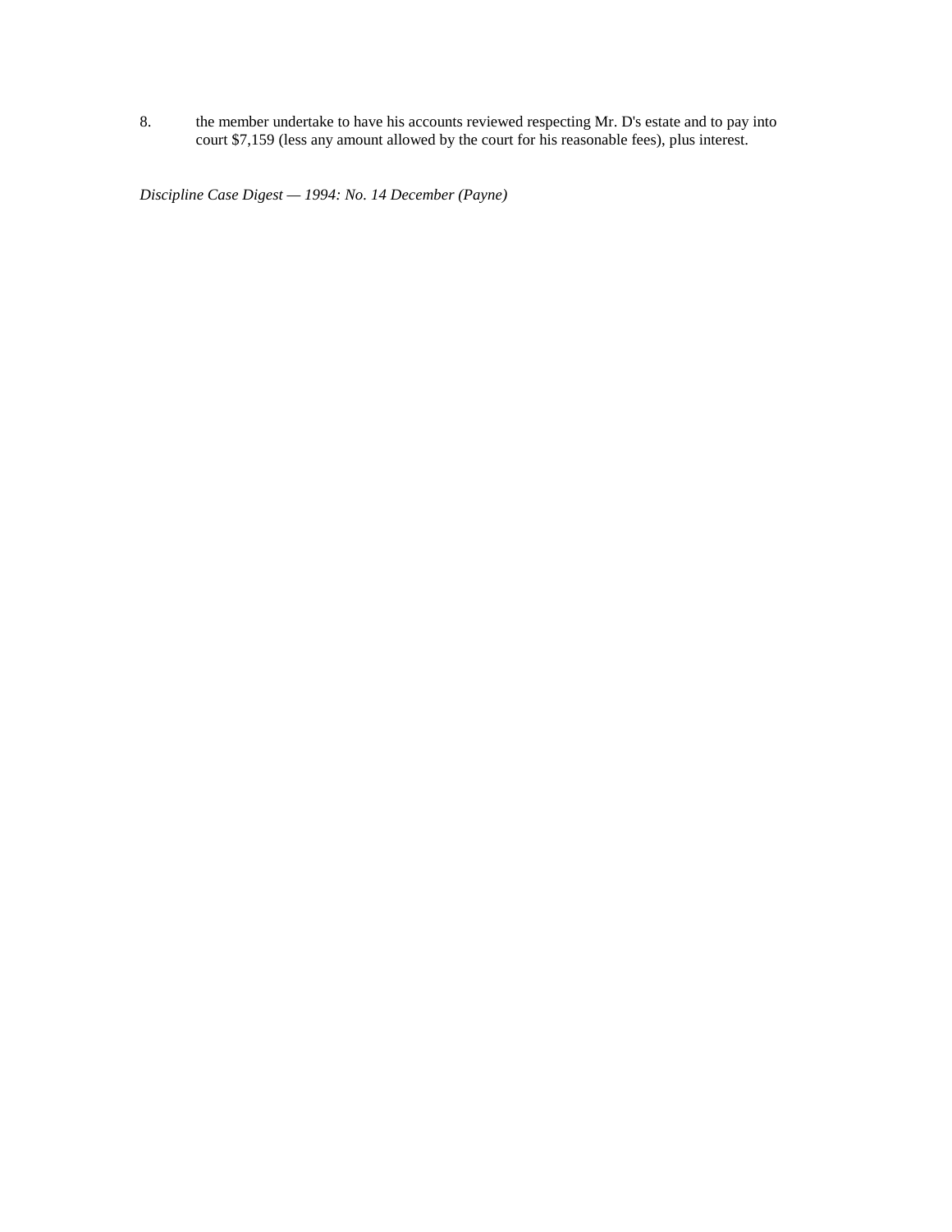8. the member undertake to have his accounts reviewed respecting Mr. D's estate and to pay into court $7,159 (less any amount allowed by the court for his reasonable fees), plus interest.

*Discipline Case Digest — 1994: No. 14 December (Payne)*